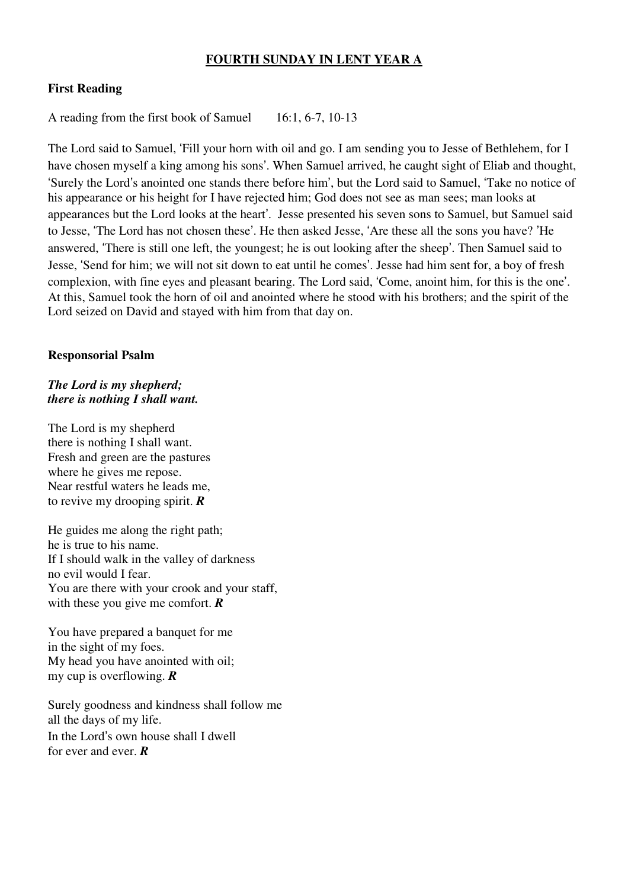**FOURTH SUNDAY IN LENT YEAR A**

**First Reading**

A reading from the first book of Samuel 16:1, 6-7, 10-13

The Lord said to Samuel, 'Fill your horn with oil and go. I am sending you to Jesse of Bethlehem, for I have chosen myself a king among his sons'. When Samuel arrived, he caught sight of Eliab and thought, 'Surely the Lord's anointed one stands there before him', but the Lord said to Samuel, 'Take no notice of his appearance or his height for I have rejected him; God does not see as man sees; man looks at appearances but the Lord looks at the heart'. Jesse presented his seven sons to Samuel, but Samuel said to Jesse, 'The Lord has not chosen these'. He then asked Jesse, 'Are these all the sons you have? 'He answered, 'There is still one left, the youngest; he is out looking after the sheep'. Then Samuel said to Jesse, 'Send for him; we will not sit down to eat until he comes'. Jesse had him sent for, a boy of fresh complexion, with fine eyes and pleasant bearing. The Lord said, 'Come, anoint him, for this is the one'. At this, Samuel took the horn of oil and anointed where he stood with his brothers; and the spirit of the Lord seized on David and stayed with him from that day on.

**Responsorial Psalm**

***The Lord is my shepherd;***
***there is nothing I shall want.***

The Lord is my shepherd
there is nothing I shall want.
Fresh and green are the pastures
where he gives me repose.
Near restful waters he leads me,
to revive my drooping spirit. ***R***

He guides me along the right path;
he is true to his name.
If I should walk in the valley of darkness
no evil would I fear.
You are there with your crook and your staff,
with these you give me comfort. ***R***

You have prepared a banquet for me
in the sight of my foes.
My head you have anointed with oil;
my cup is overflowing. ***R***

Surely goodness and kindness shall follow me
all the days of my life.
In the Lord's own house shall I dwell
for ever and ever. ***R***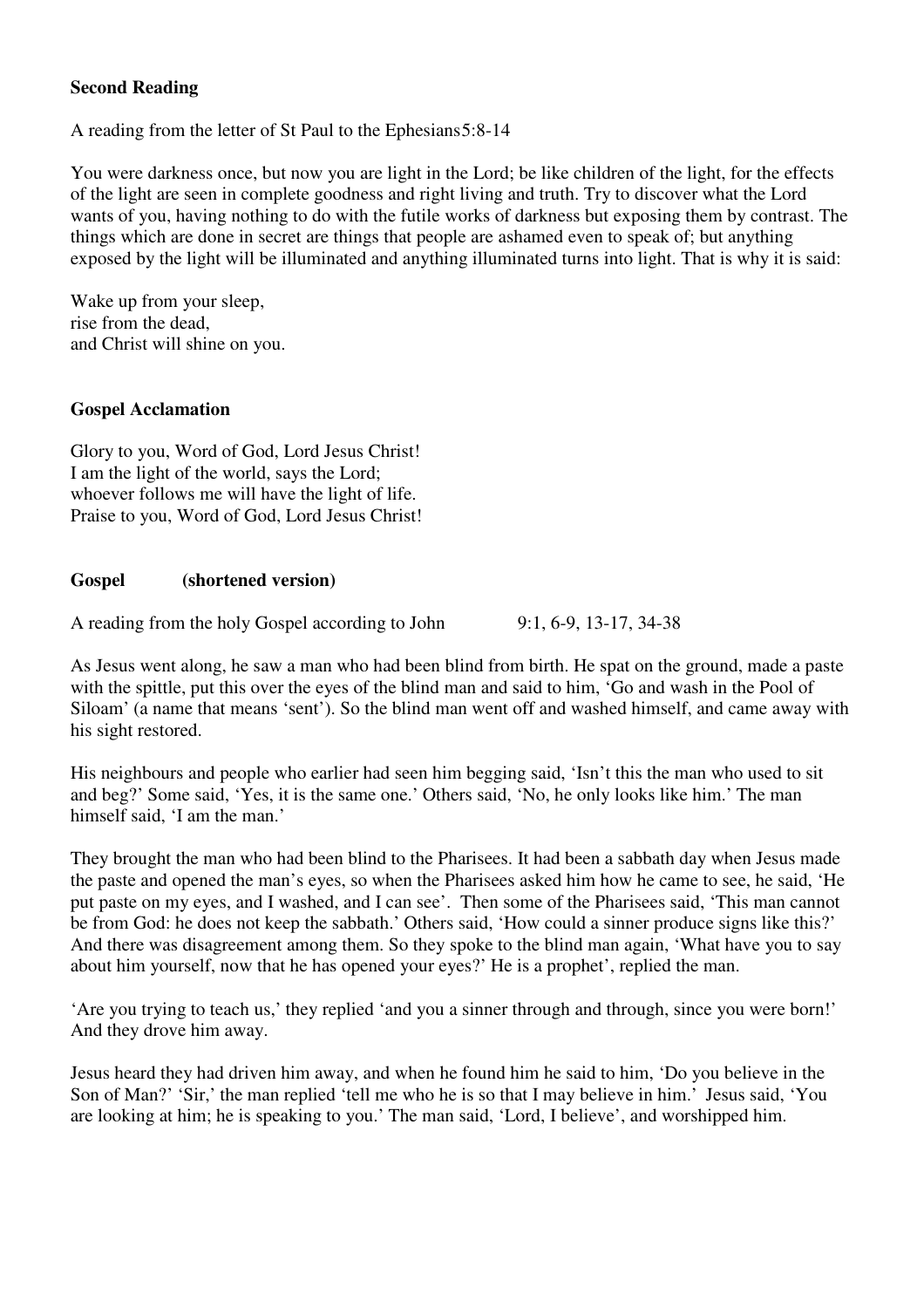**Second Reading**

A reading from the letter of St Paul to the Ephesians5:8-14

You were darkness once, but now you are light in the Lord; be like children of the light, for the effects of the light are seen in complete goodness and right living and truth. Try to discover what the Lord wants of you, having nothing to do with the futile works of darkness but exposing them by contrast. The things which are done in secret are things that people are ashamed even to speak of; but anything exposed by the light will be illuminated and anything illuminated turns into light. That is why it is said:

Wake up from your sleep,
rise from the dead,
and Christ will shine on you.

**Gospel Acclamation**

Glory to you, Word of God, Lord Jesus Christ!
I am the light of the world, says the Lord;
whoever follows me will have the light of life.
Praise to you, Word of God, Lord Jesus Christ!

**Gospel (shortened version)**

A reading from the holy Gospel according to John 9:1, 6-9, 13-17, 34-38

As Jesus went along, he saw a man who had been blind from birth. He spat on the ground, made a paste with the spittle, put this over the eyes of the blind man and said to him, 'Go and wash in the Pool of Siloam' (a name that means 'sent'). So the blind man went off and washed himself, and came away with his sight restored.

His neighbours and people who earlier had seen him begging said, 'Isn't this the man who used to sit and beg?' Some said, 'Yes, it is the same one.' Others said, 'No, he only looks like him.' The man himself said, 'I am the man.'

They brought the man who had been blind to the Pharisees. It had been a sabbath day when Jesus made the paste and opened the man's eyes, so when the Pharisees asked him how he came to see, he said, 'He put paste on my eyes, and I washed, and I can see'. Then some of the Pharisees said, 'This man cannot be from God: he does not keep the sabbath.' Others said, 'How could a sinner produce signs like this?' And there was disagreement among them. So they spoke to the blind man again, 'What have you to say about him yourself, now that he has opened your eyes?' He is a prophet', replied the man.

'Are you trying to teach us,' they replied 'and you a sinner through and through, since you were born!' And they drove him away.

Jesus heard they had driven him away, and when he found him he said to him, 'Do you believe in the Son of Man?' 'Sir,' the man replied 'tell me who he is so that I may believe in him.' Jesus said, 'You are looking at him; he is speaking to you.' The man said, 'Lord, I believe', and worshipped him.